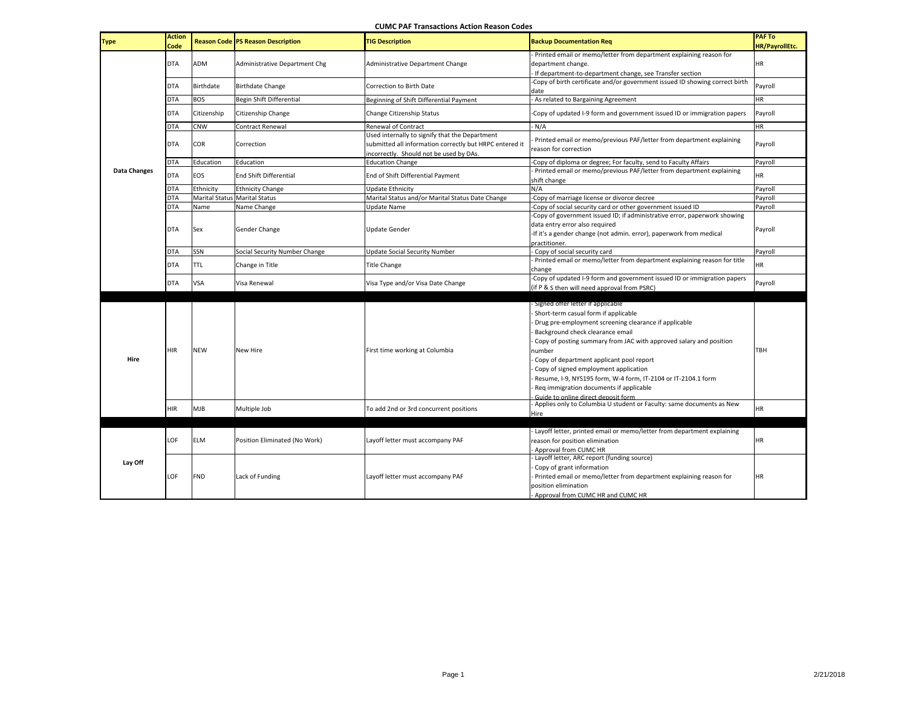# CUMC PAF Transactions Action Reason Codes

| Type | Action Code | Reason Code | PS Reason Description | TIG Description | Backup Documentation Req | PAF To HR/PayrollEtc. |
|---|---|---|---|---|---|---|
| Data Changes | DTA | ADM | Administrative Department Chg | Administrative Department Change | - Printed email or memo/letter from department explaining reason for department change.<br>- If department-to-department change, see Transfer section | HR |
| | DTA | Birthdate | Birthdate Change | Correction to Birth Date | -Copy of birth certificate and/or government issued ID showing correct birth date | Payroll |
| | DTA | BOS | Begin Shift Differential | Beginning of Shift Differential Payment | - As related to Bargaining Agreement | HR |
| | DTA | Citizenship | Citizenship Change | Change Citizenship Status | -Copy of updated I-9 form and government issued ID or immigration papers | Payroll |
| | DTA | CNW | Contract Renewal | Renewal of Contract | - N/A | HR |
| | DTA | COR | Correction | Used internally to signify that the Department submitted all information correctly but HRPC entered it incorrectly. Should not be used by DAs. | - Printed email or memo/previous PAF/letter from department explaining reason for correction | Payroll |
| | DTA | Education | Education | Education Change | -Copy of diploma or degree; For faculty, send to Faculty Affairs | Payroll |
| | DTA | EOS | End Shift Differential | End of Shift Differential Payment | - Printed email or memo/previous PAF/letter from department explaining shift change | HR |
| | DTA | Ethnicity | Ethnicity Change | Update Ethnicity | N/A | Payroll |
| | DTA | Marital Status | Marital Status | Marital Status and/or Marital Status Date Change | -Copy of marriage license or divorce decree | Payroll |
| | DTA | Name | Name Change | Update Name | -Copy of social security card or other government issued ID | Payroll |
| | DTA | Sex | Gender Change | Update Gender | -Copy of government issued ID; if administrative error, paperwork showing data entry error also required<br>-If it's a gender change (not admin. error), paperwork from medical practitioner. | Payroll |
| | DTA | SSN | Social Security Number Change | Update Social Security Number | - Copy of social security card | Payroll |
| | DTA | TTL | Change in Title | Title Change | - Printed email or memo/letter from department explaining reason for title change | HR |
| | DTA | VSA | Visa Renewal | Visa Type and/or Visa Date Change | -Copy of updated I-9 form and government issued ID or immigration papers (if P & S then will need approval from PSRC) | Payroll |
| Hire | HIR | NEW | New Hire | First time working at Columbia | - Signed offer letter if applicable<br>- Short-term casual form if applicable<br>- Drug pre-employment screening clearance if applicable<br>- Background check clearance email<br>- Copy of posting summary from JAC with approved salary and position number<br>- Copy of department applicant pool report<br>- Copy of signed employment application<br>- Resume, I-9, NYS195 form, W-4 form, IT-2104 or IT-2104.1 form<br>- Req immigration documents if applicable<br>- Guide to online direct deposit form | TBH |
| | HIR | MJB | Multiple Job | To add 2nd or 3rd concurrent positions | - Applies only to Columbia U student or Faculty: same documents as New Hire | HR |
| Lay Off | LOF | ELM | Position Eliminated (No Work) | Layoff letter must accompany PAF | - Layoff letter, printed email or memo/letter from department explaining reason for position elimination<br>- Approval from CUMC HR | HR |
| | LOF | FND | Lack of Funding | Layoff letter must accompany PAF | - Layoff letter, ARC report (funding source)<br>- Copy of grant information<br>- Printed email or memo/letter from department explaining reason for position elimination<br>- Approval from CUMC HR and CUMC HR | HR |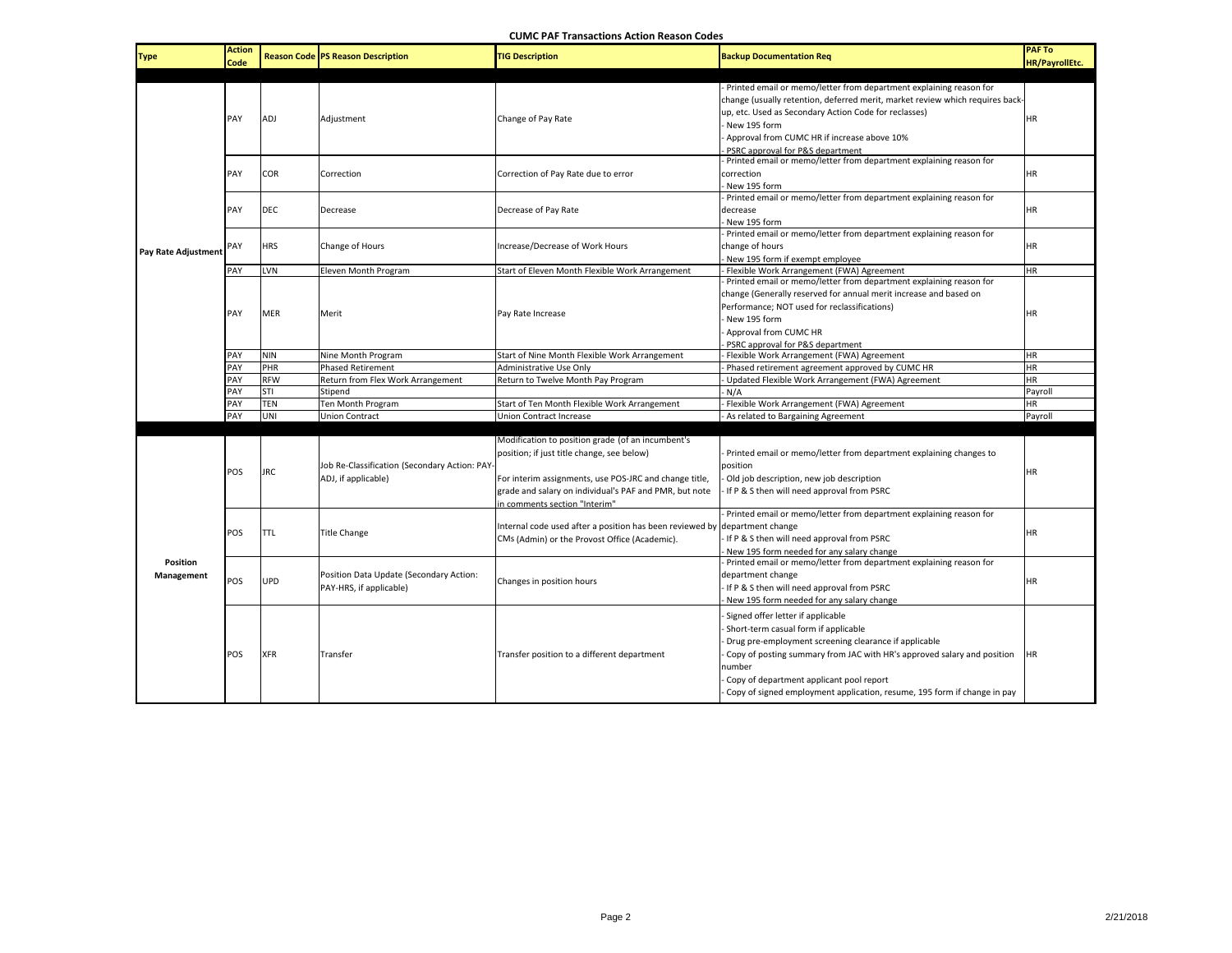**CUMC PAF Transactions Action Reason Codes**

| Type | Action Code | Reason Code | PS Reason Description | TIG Description | Backup Documentation Req | PAF To HR/PayrollEtc. |
|---|---|---|---|---|---|---|
| Pay Rate Adjustment | PAY | ADJ | Adjustment | Change of Pay Rate | - Printed email or memo/letter from department explaining reason for change (usually retention, deferred merit, market review which requires back-up, etc. Used as Secondary Action Code for reclasses)<br>- New 195 form<br>- Approval from CUMC HR if increase above 10%<br>- PSRC approval for P&S department | HR |
| | PAY | COR | Correction | Correction of Pay Rate due to error | - Printed email or memo/letter from department explaining reason for correction<br>- New 195 form | HR |
| | PAY | DEC | Decrease | Decrease of Pay Rate | - Printed email or memo/letter from department explaining reason for decrease<br>- New 195 form | HR |
| | PAY | HRS | Change of Hours | Increase/Decrease of Work Hours | - Printed email or memo/letter from department explaining reason for change of hours<br>- New 195 form if exempt employee | HR |
| | PAY | LVN | Eleven Month Program | Start of Eleven Month Flexible Work Arrangement | - Flexible Work Arrangement (FWA) Agreement | HR |
| | PAY | MER | Merit | Pay Rate Increase | - Printed email or memo/letter from department explaining reason for change (Generally reserved for annual merit increase and based on Performance; NOT used for reclassifications)<br>- New 195 form<br>- Approval from CUMC HR<br>- PSRC approval for P&S department | HR |
| | PAY | NIN | Nine Month Program | Start of Nine Month Flexible Work Arrangement | - Flexible Work Arrangement (FWA) Agreement | HR |
| | PAY | PHR | Phased Retirement | Administrative Use Only | - Phased retirement agreement approved by CUMC HR | HR |
| | PAY | RFW | Return from Flex Work Arrangement | Return to Twelve Month Pay Program | - Updated Flexible Work Arrangement (FWA) Agreement | HR |
| | PAY | STI | Stipend | | - N/A | Payroll |
| | PAY | TEN | Ten Month Program | Start of Ten Month Flexible Work Arrangement | - Flexible Work Arrangement (FWA) Agreement | HR |
| | PAY | UNI | Union Contract | Union Contract Increase | - As related to Bargaining Agreement | Payroll |
| Position Management | POS | JRC | Job Re-Classification (Secondary Action: PAY-ADJ, if applicable) | Modification to position grade (of an incumbent's position; if just title change, see below)<br><br>For interim assignments, use POS-JRC and change title, grade and salary on individual's PAF and PMR, but note in comments section "Interim" | - Printed email or memo/letter from department explaining changes to position<br>- Old job description, new job description<br>- If P & S then will need approval from PSRC | HR |
| | POS | TTL | Title Change | Internal code used after a position has been reviewed by CMs (Admin) or the Provost Office (Academic). | - Printed email or memo/letter from department explaining reason for department change<br>- If P & S then will need approval from PSRC<br>- New 195 form needed for any salary change | HR |
| | POS | UPD | Position Data Update (Secondary Action: PAY-HRS, if applicable) | Changes in position hours | - Printed email or memo/letter from department explaining reason for department change<br>- If P & S then will need approval from PSRC<br>- New 195 form needed for any salary change | HR |
| | POS | XFR | Transfer | Transfer position to a different department | - Signed offer letter if applicable<br>- Short-term casual form if applicable<br>- Drug pre-employment screening clearance if applicable<br>- Copy of posting summary from JAC with HR's approved salary and position number<br>- Copy of department applicant pool report<br>- Copy of signed employment application, resume, 195 form if change in pay | HR |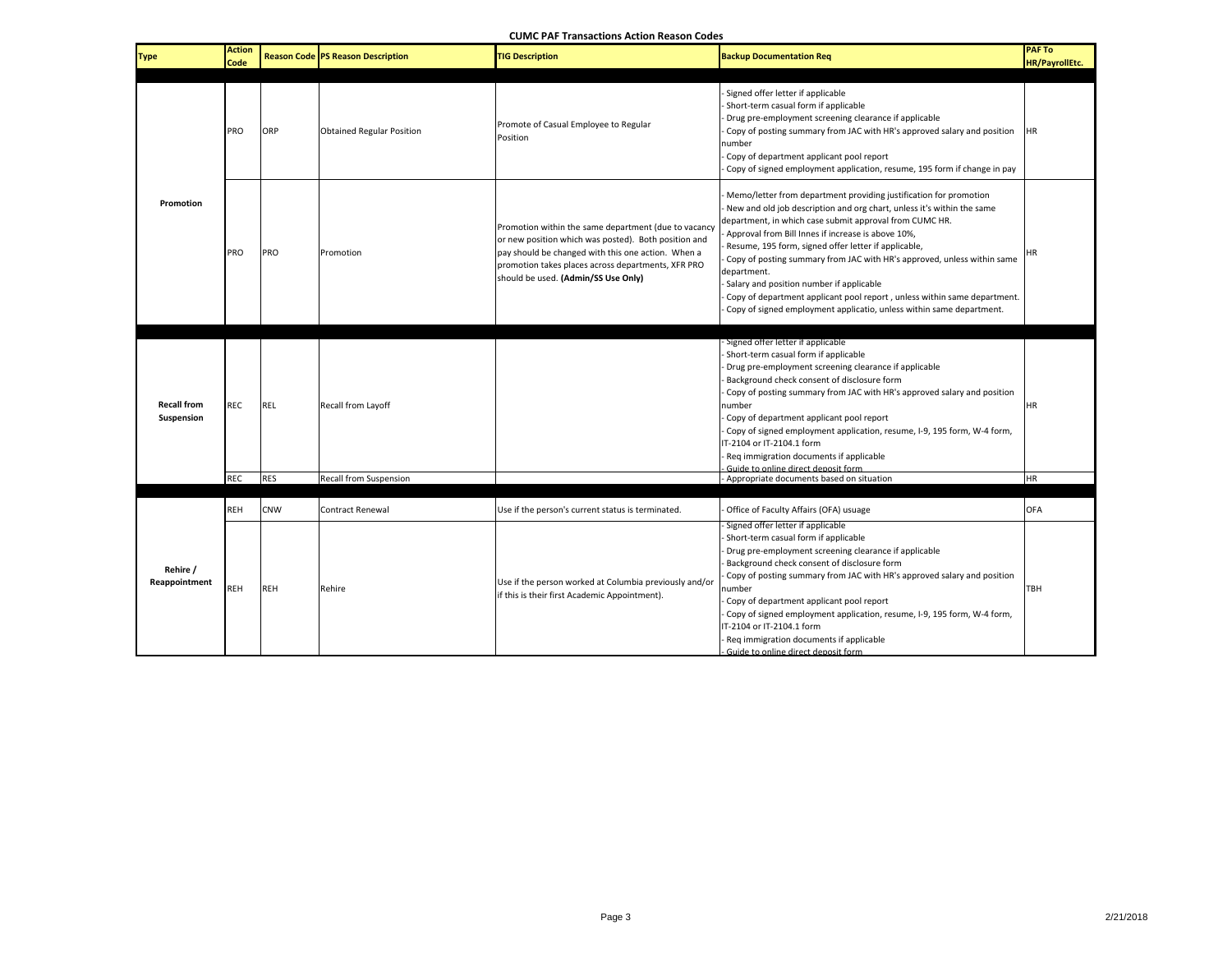**CUMC PAF Transactions Action Reason Codes**

| Type | Action Code | Reason Code | PS Reason Description | TIG Description | Backup Documentation Req | PAF To HR/PayrollEtc. |
|---|---|---|---|---|---|---|
| Promotion | PRO | ORP | Obtained Regular Position | Promote of Casual Employee to Regular Position | - Signed offer letter if applicable<br>- Short-term casual form if applicable<br>- Drug pre-employment screening clearance if applicable<br>- Copy of posting summary from JAC with HR's approved salary and position number<br>- Copy of department applicant pool report<br>- Copy of signed employment application, resume, 195 form if change in pay | HR |
| | PRO | PRO | Promotion | Promotion within the same department (due to vacancy or new position which was posted). Both position and pay should be changed with this one action. When a promotion takes places across departments, XFR PRO should be used. **(Admin/SS Use Only)** | - Memo/letter from department providing justification for promotion<br>- New and old job description and org chart, unless it's within the same department, in which case submit approval from CUMC HR.<br>- Approval from Bill Innes if increase is above 10%,<br>- Resume, 195 form, signed offer letter if applicable,<br>- Copy of posting summary from JAC with HR's approved, unless within same department.<br>- Salary and position number if applicable<br>- Copy of department applicant pool report , unless within same department.<br>- Copy of signed employment applicatio, unless within same department. | HR |
| Recall from Suspension | REC | REL | Recall from Layoff | | - Signed offer letter if applicable<br>- Short-term casual form if applicable<br>- Drug pre-employment screening clearance if applicable<br>- Background check consent of disclosure form<br>- Copy of posting summary from JAC with HR's approved salary and position number<br>- Copy of department applicant pool report<br>- Copy of signed employment application, resume, I-9, 195 form, W-4 form, IT-2104 or IT-2104.1 form<br>- Req immigration documents if applicable<br>- Guide to online direct deposit form | HR |
| | REC | RES | Recall from Suspension | | - Appropriate documents based on situation | HR |
| Rehire / Reappointment | REH | CNW | Contract Renewal | Use if the person's current status is terminated. | - Office of Faculty Affairs (OFA) usuage | OFA |
| | REH | REH | Rehire | Use if the person worked at Columbia previously and/or if this is their first Academic Appointment). | - Signed offer letter if applicable<br>- Short-term casual form if applicable<br>- Drug pre-employment screening clearance if applicable<br>- Background check consent of disclosure form<br>- Copy of posting summary from JAC with HR's approved salary and position number<br>- Copy of department applicant pool report<br>- Copy of signed employment application, resume, I-9, 195 form, W-4 form, IT-2104 or IT-2104.1 form<br>- Req immigration documents if applicable<br>- Guide to online direct deposit form | TBH |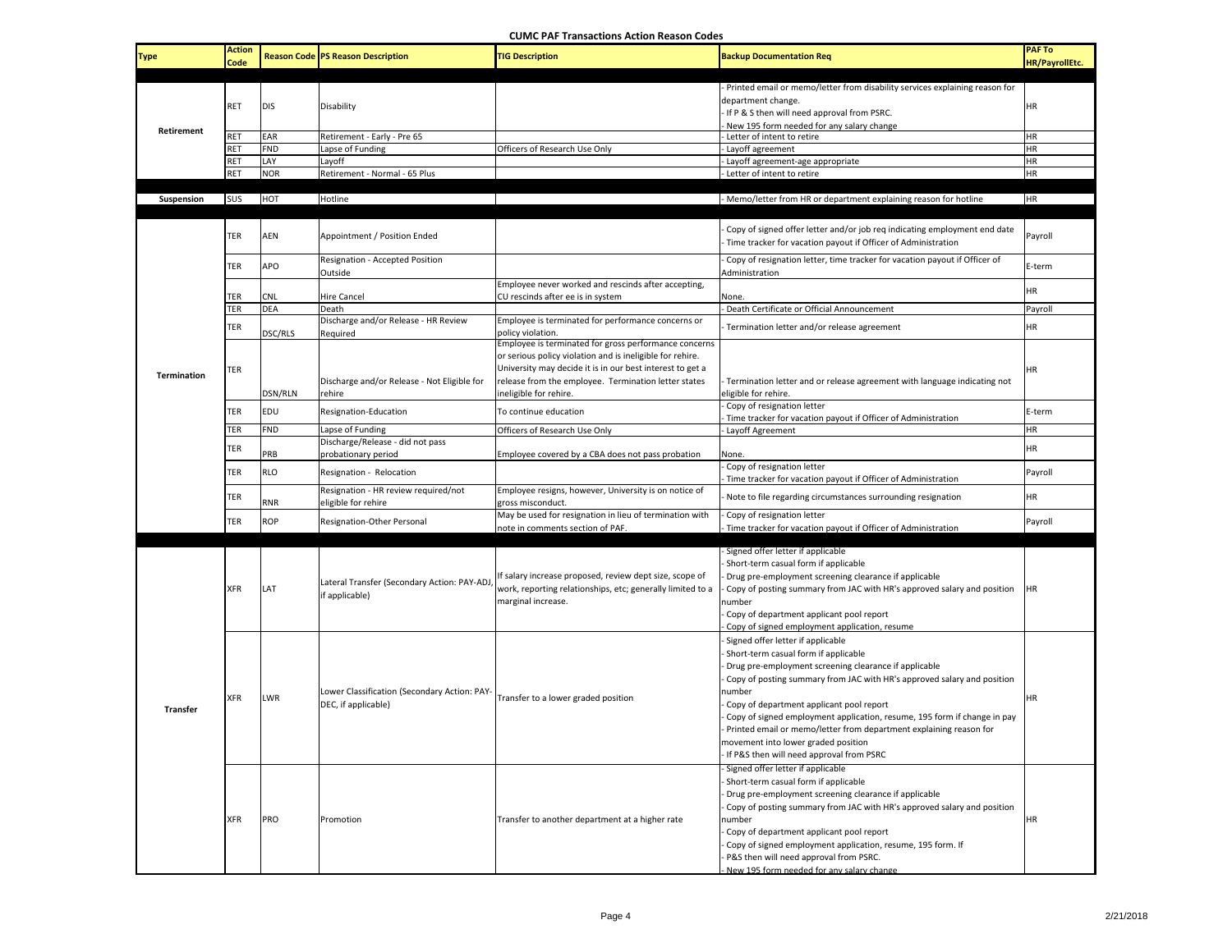# CUMC PAF Transactions Action Reason Codes

| Type | Action Code | Reason Code | PS Reason Description | TIG Description | Backup Documentation Req | PAF To HR/PayrollEtc. |
|---|---|---|---|---|---|---|
| Retirement | RET | DIS | Disability | | - Printed email or memo/letter from disability services explaining reason for department change.<br>- If P & S then will need approval from PSRC.<br>- New 195 form needed for any salary change | HR |
| | RET | EAR | Retirement - Early - Pre 65 | | - Letter of intent to retire | HR |
| | RET | FND | Lapse of Funding | Officers of Research Use Only | - Layoff agreement | HR |
| | RET | LAY | Layoff | | - Layoff agreement-age appropriate | HR |
| | RET | NOR | Retirement - Normal - 65 Plus | | - Letter of intent to retire | HR |
| Suspension | SUS | HOT | Hotline | | - Memo/letter from HR or department explaining reason for hotline | HR |
| Termination | TER | AEN | Appointment / Position Ended | | - Copy of signed offer letter and/or job req indicating employment end date<br>- Time tracker for vacation payout if Officer of Administration | Payroll |
| | TER | APO | Resignation - Accepted Position Outside | | - Copy of resignation letter, time tracker for vacation payout if Officer of Administration | E-term |
| | TER | CNL | Hire Cancel | Employee never worked and rescinds after accepting, CU rescinds after ee is in system | None. | HR |
| | TER | DEA | Death | | - Death Certificate or Official Announcement | Payroll |
| | TER | DSC/RLS | Discharge and/or Release - HR Review Required | Employee is terminated for performance concerns or policy violation. | - Termination letter and/or release agreement | HR |
| | TER | DSN/RLN | Discharge and/or Release - Not Eligible for rehire | Employee is terminated for gross performance concerns or serious policy violation and is ineligible for rehire. University may decide it is in our best interest to get a release from the employee. Termination letter states ineligible for rehire. | - Termination letter and or release agreement with language indicating not eligible for rehire. | HR |
| | TER | EDU | Resignation-Education | To continue education | - Copy of resignation letter<br>- Time tracker for vacation payout if Officer of Administration | E-term |
| | TER | FND | Lapse of Funding | Officers of Research Use Only | - Layoff Agreement | HR |
| | TER | PRB | Discharge/Release - did not pass probationary period | Employee covered by a CBA does not pass probation | None. | HR |
| | TER | RLO | Resignation - Relocation | | - Copy of resignation letter<br>- Time tracker for vacation payout if Officer of Administration | Payroll |
| | TER | RNR | Resignation - HR review required/not eligible for rehire | Employee resigns, however, University is on notice of gross misconduct. | - Note to file regarding circumstances surrounding resignation | HR |
| | TER | ROP | Resignation-Other Personal | May be used for resignation in lieu of termination with note in comments section of PAF. | - Copy of resignation letter<br>- Time tracker for vacation payout if Officer of Administration | Payroll |
| Transfer | XFR | LAT | Lateral Transfer (Secondary Action: PAY-ADJ, if applicable) | If salary increase proposed, review dept size, scope of work, reporting relationships, etc; generally limited to a marginal increase. | - Signed offer letter if applicable<br>- Short-term casual form if applicable<br>- Drug pre-employment screening clearance if applicable<br>- Copy of posting summary from JAC with HR's approved salary and position number<br>- Copy of department applicant pool report<br>- Copy of signed employment application, resume | HR |
| | XFR | LWR | Lower Classification (Secondary Action: PAY-DEC, if applicable) | Transfer to a lower graded position | - Signed offer letter if applicable<br>- Short-term casual form if applicable<br>- Drug pre-employment screening clearance if applicable<br>- Copy of posting summary from JAC with HR's approved salary and position number<br>- Copy of department applicant pool report<br>- Copy of signed employment application, resume, 195 form if change in pay<br>- Printed email or memo/letter from department explaining reason for movement into lower graded position<br>- If P&S then will need approval from PSRC | HR |
| | XFR | PRO | Promotion | Transfer to another department at a higher rate | - Signed offer letter if applicable<br>- Short-term casual form if applicable<br>- Drug pre-employment screening clearance if applicable<br>- Copy of posting summary from JAC with HR's approved salary and position number<br>- Copy of department applicant pool report<br>- Copy of signed employment application, resume, 195 form. If<br>- P&S then will need approval from PSRC.<br>- New 195 form needed for any salary change | HR |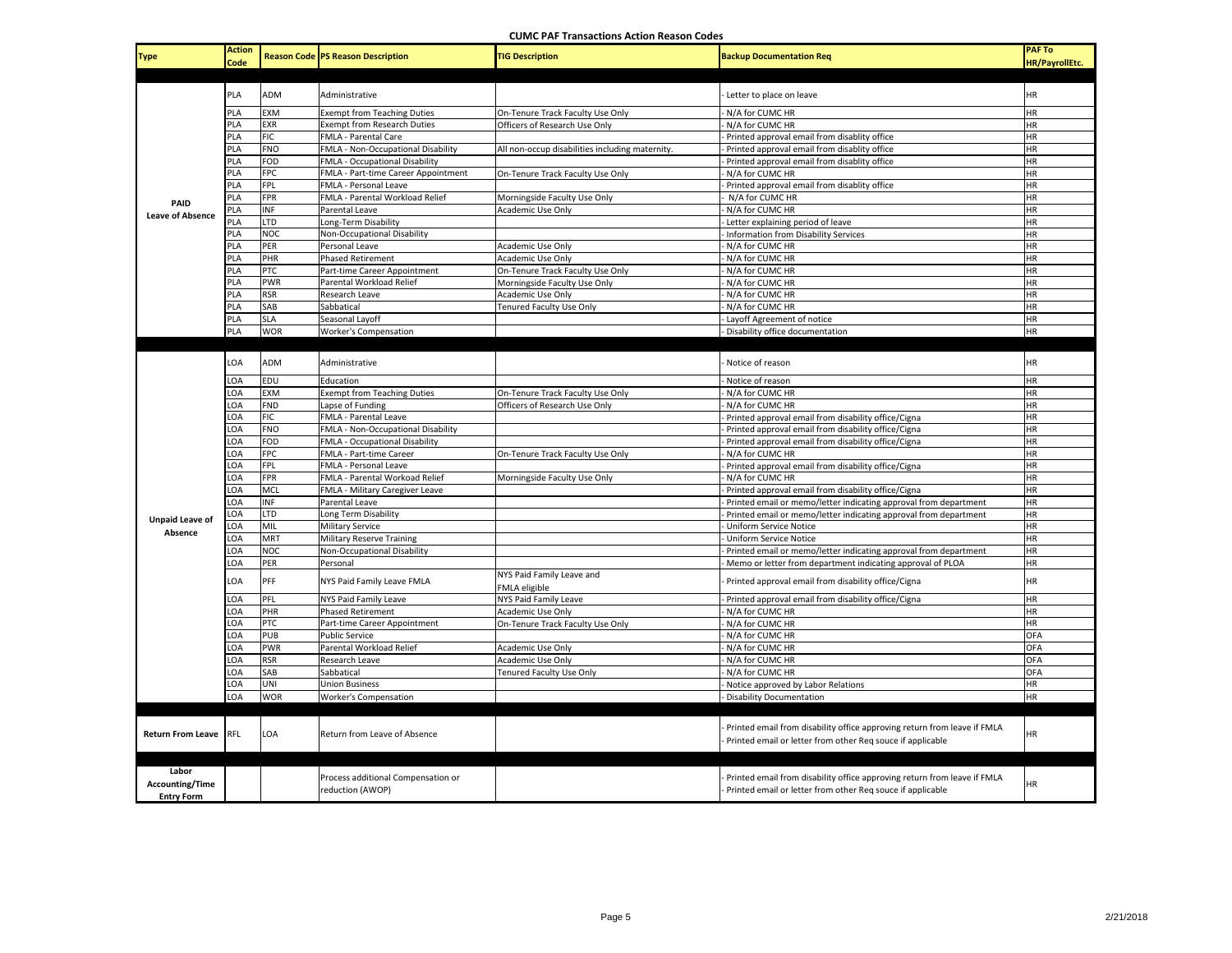# CUMC PAF Transactions Action Reason Codes

| Type | Action Code | Reason Code | PS Reason Description | TIG Description | Backup Documentation Req | PAF To HR/PayrollEtc. |
|---|---|---|---|---|---|---|
| PAID Leave of Absence | PLA | ADM | Administrative | | - Letter to place on leave | HR |
| | PLA | EXM | Exempt from Teaching Duties | On-Tenure Track Faculty Use Only | - N/A for CUMC HR | HR |
| | PLA | EXR | Exempt from Research Duties | Officers of Research Use Only | - N/A for CUMC HR | HR |
| | PLA | FIC | FMLA - Parental Care | | - Printed approval email from disablity office | HR |
| | PLA | FNO | FMLA - Non-Occupational Disability | All non-occup disabilities including maternity. | - Printed approval email from disablity office | HR |
| | PLA | FOD | FMLA - Occupational Disability | | - Printed approval email from disablity office | HR |
| | PLA | FPC | FMLA - Part-time Career Appointment | On-Tenure Track Faculty Use Only | - N/A for CUMC HR | HR |
| | PLA | FPL | FMLA - Personal Leave | | - Printed approval email from disablity office | HR |
| | PLA | FPR | FMLA - Parental Workload Relief | Morningside Faculty Use Only | - N/A for CUMC HR | HR |
| | PLA | INF | Parental Leave | Academic Use Only | - N/A for CUMC HR | HR |
| | PLA | LTD | Long-Term Disability | | - Letter explaining period of leave | HR |
| | PLA | NOC | Non-Occupational Disability | | - Information from Disability Services | HR |
| | PLA | PER | Personal Leave | Academic Use Only | - N/A for CUMC HR | HR |
| | PLA | PHR | Phased Retirement | Academic Use Only | - N/A for CUMC HR | HR |
| | PLA | PTC | Part-time Career Appointment | On-Tenure Track Faculty Use Only | - N/A for CUMC HR | HR |
| | PLA | PWR | Parental Workload Relief | Morningside Faculty Use Only | - N/A for CUMC HR | HR |
| | PLA | RSR | Research Leave | Academic Use Only | - N/A for CUMC HR | HR |
| | PLA | SAB | Sabbatical | Tenured Faculty Use Only | - N/A for CUMC HR | HR |
| | PLA | SLA | Seasonal Layoff | | - Layoff Agreement of notice | HR |
| | PLA | WOR | Worker's Compensation | | - Disability office documentation | HR |
| Unpaid Leave of Absence | LOA | ADM | Administrative | | - Notice of reason | HR |
| | LOA | EDU | Education | | - Notice of reason | HR |
| | LOA | EXM | Exempt from Teaching Duties | On-Tenure Track Faculty Use Only | - N/A for CUMC HR | HR |
| | LOA | FND | Lapse of Funding | Officers of Research Use Only | - N/A for CUMC HR | HR |
| | LOA | FIC | FMLA - Parental Leave | | - Printed approval email from disability office/Cigna | HR |
| | LOA | FNO | FMLA - Non-Occupational Disability | | - Printed approval email from disability office/Cigna | HR |
| | LOA | FOD | FMLA - Occupational Disability | | - Printed approval email from disability office/Cigna | HR |
| | LOA | FPC | FMLA - Part-time Career | On-Tenure Track Faculty Use Only | - N/A for CUMC HR | HR |
| | LOA | FPL | FMLA - Personal Leave | | - Printed approval email from disability office/Cigna | HR |
| | LOA | FPR | FMLA - Parental Workoad Relief | Morningside Faculty Use Only | - N/A for CUMC HR | HR |
| | LOA | MCL | FMLA - Military Caregiver Leave | | - Printed approval email from disability office/Cigna | HR |
| | LOA | INF | Parental Leave | | - Printed email or memo/letter indicating approval from department | HR |
| | LOA | LTD | Long Term Disability | | - Printed email or memo/letter indicating approval from department | HR |
| | LOA | MIL | Military Service | | - Uniform Service Notice | HR |
| | LOA | MRT | Military Reserve Training | | - Uniform Service Notice | HR |
| | LOA | NOC | Non-Occupational Disability | | - Printed email or memo/letter indicating approval from department | HR |
| | LOA | PER | Personal | | - Memo or letter from department indicating approval of PLOA | HR |
| | LOA | PFF | NYS Paid Family Leave FMLA | NYS Paid Family Leave and FMLA eligible | - Printed approval email from disability office/Cigna | HR |
| | LOA | PFL | NYS Paid Family Leave | NYS Paid Family Leave | - Printed approval email from disability office/Cigna | HR |
| | LOA | PHR | Phased Retirement | Academic Use Only | - N/A for CUMC HR | HR |
| | LOA | PTC | Part-time Career Appointment | On-Tenure Track Faculty Use Only | - N/A for CUMC HR | HR |
| | LOA | PUB | Public Service | | - N/A for CUMC HR | OFA |
| | LOA | PWR | Parental Workload Relief | Academic Use Only | - N/A for CUMC HR | OFA |
| | LOA | RSR | Research Leave | Academic Use Only | - N/A for CUMC HR | OFA |
| | LOA | SAB | Sabbatical | Tenured Faculty Use Only | - N/A for CUMC HR | OFA |
| | LOA | UNI | Union Business | | - Notice approved by Labor Relations | HR |
| | LOA | WOR | Worker's Compensation | | - Disability Documentation | HR |
| Return From Leave | RFL | LOA | Return from Leave of Absence | | - Printed email from disability office approving return from leave if FMLA<br>- Printed email or letter from other Req souce if applicable | HR |
| Labor Accounting/Time Entry Form | | | Process additional Compensation or reduction (AWOP) | | - Printed email from disability office approving return from leave if FMLA<br>- Printed email or letter from other Req souce if applicable | HR |